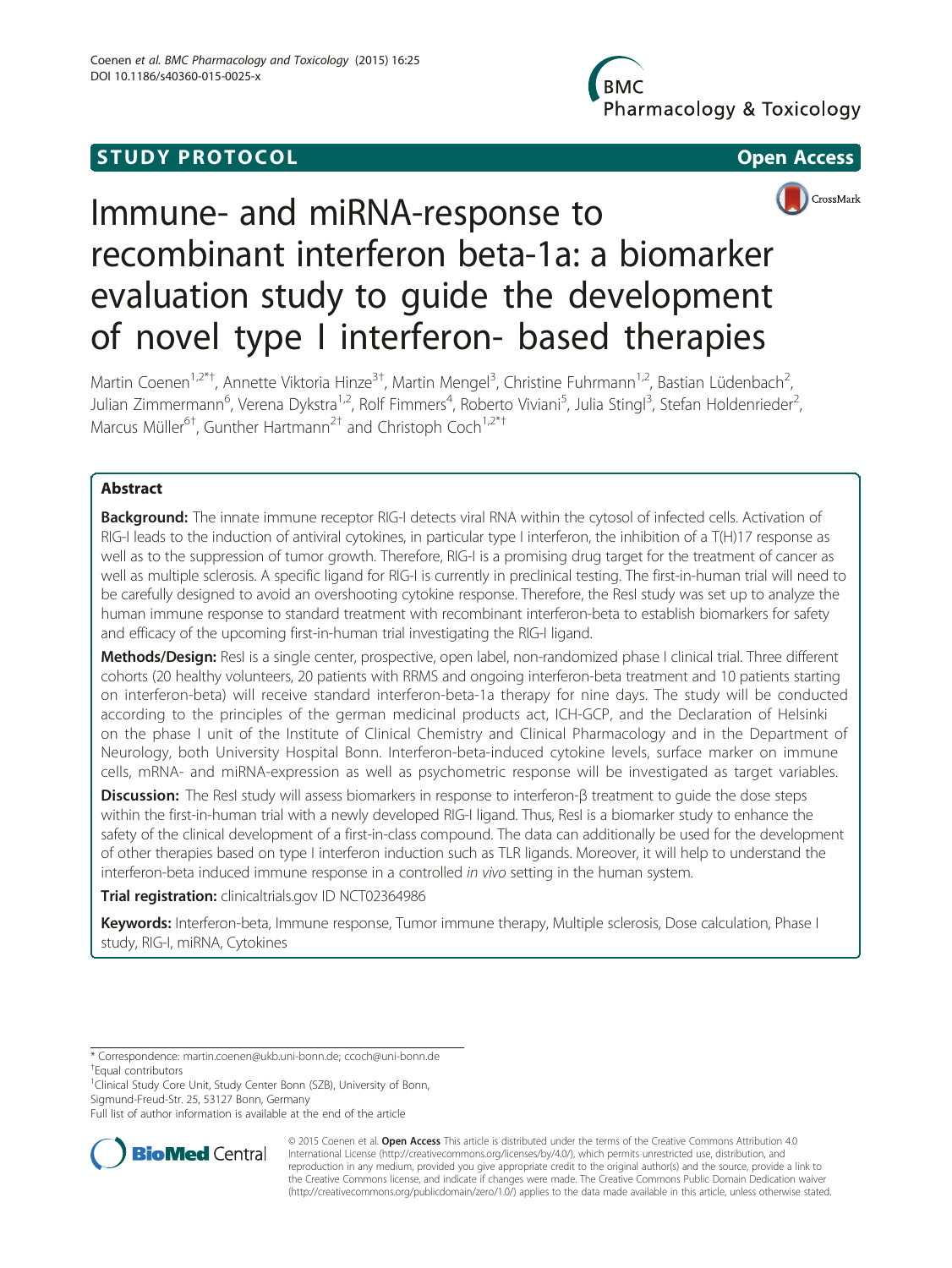STUDY PROTOCOL

Open Access

# Immune- and miRNA-response to recombinant interferon beta-1a: a biomarker evaluation study to guide the development of novel type I interferon- based therapies

Martin Coenen[1,2*†], Annette Viktoria Hinze[3†], Martin Mengel[3], Christine Fuhrmann[1,2], Bastian Lüdenbach[2], Julian Zimmermann[6], Verena Dykstra[1,2], Rolf Fimmers[4], Roberto Viviani[5], Julia Stingl[3], Stefan Holdenrieder[2], Marcus Müller[6†], Gunther Hartmann[2†] and Christoph Coch[1,2*†]

## Abstract

**Background:** The innate immune receptor RIG-I detects viral RNA within the cytosol of infected cells. Activation of RIG-I leads to the induction of antiviral cytokines, in particular type I interferon, the inhibition of a T(H)17 response as well as to the suppression of tumor growth. Therefore, RIG-I is a promising drug target for the treatment of cancer as well as multiple sclerosis. A specific ligand for RIG-I is currently in preclinical testing. The first-in-human trial will need to be carefully designed to avoid an overshooting cytokine response. Therefore, the ResI study was set up to analyze the human immune response to standard treatment with recombinant interferon-beta to establish biomarkers for safety and efficacy of the upcoming first-in-human trial investigating the RIG-I ligand.

**Methods/Design:** ResI is a single center, prospective, open label, non-randomized phase I clinical trial. Three different cohorts (20 healthy volunteers, 20 patients with RRMS and ongoing interferon-beta treatment and 10 patients starting on interferon-beta) will receive standard interferon-beta-1a therapy for nine days. The study will be conducted according to the principles of the german medicinal products act, ICH-GCP, and the Declaration of Helsinki on the phase I unit of the Institute of Clinical Chemistry and Clinical Pharmacology and in the Department of Neurology, both University Hospital Bonn. Interferon-beta-induced cytokine levels, surface marker on immune cells, mRNA- and miRNA-expression as well as psychometric response will be investigated as target variables.

**Discussion:** The ResI study will assess biomarkers in response to interferon-β treatment to guide the dose steps within the first-in-human trial with a newly developed RIG-I ligand. Thus, ResI is a biomarker study to enhance the safety of the clinical development of a first-in-class compound. The data can additionally be used for the development of other therapies based on type I interferon induction such as TLR ligands. Moreover, it will help to understand the interferon-beta induced immune response in a controlled *in vivo* setting in the human system.

**Trial registration:** clinicaltrials.gov ID NCT02364986

**Keywords:** Interferon-beta, Immune response, Tumor immune therapy, Multiple sclerosis, Dose calculation, Phase I study, RIG-I, miRNA, Cytokines

---

\* Correspondence: martin.coenen@ukb.uni-bonn.de; ccoch@uni-bonn.de
†Equal contributors
[1]Clinical Study Core Unit, Study Center Bonn (SZB), University of Bonn, Sigmund-Freud-Str. 25, 53127 Bonn, Germany
Full list of author information is available at the end of the article

© 2015 Coenen et al. **Open Access** This article is distributed under the terms of the Creative Commons Attribution 4.0 International License (http://creativecommons.org/licenses/by/4.0/), which permits unrestricted use, distribution, and reproduction in any medium, provided you give appropriate credit to the original author(s) and the source, provide a link to the Creative Commons license, and indicate if changes were made. The Creative Commons Public Domain Dedication waiver (http://creativecommons.org/publicdomain/zero/1.0/) applies to the data made available in this article, unless otherwise stated.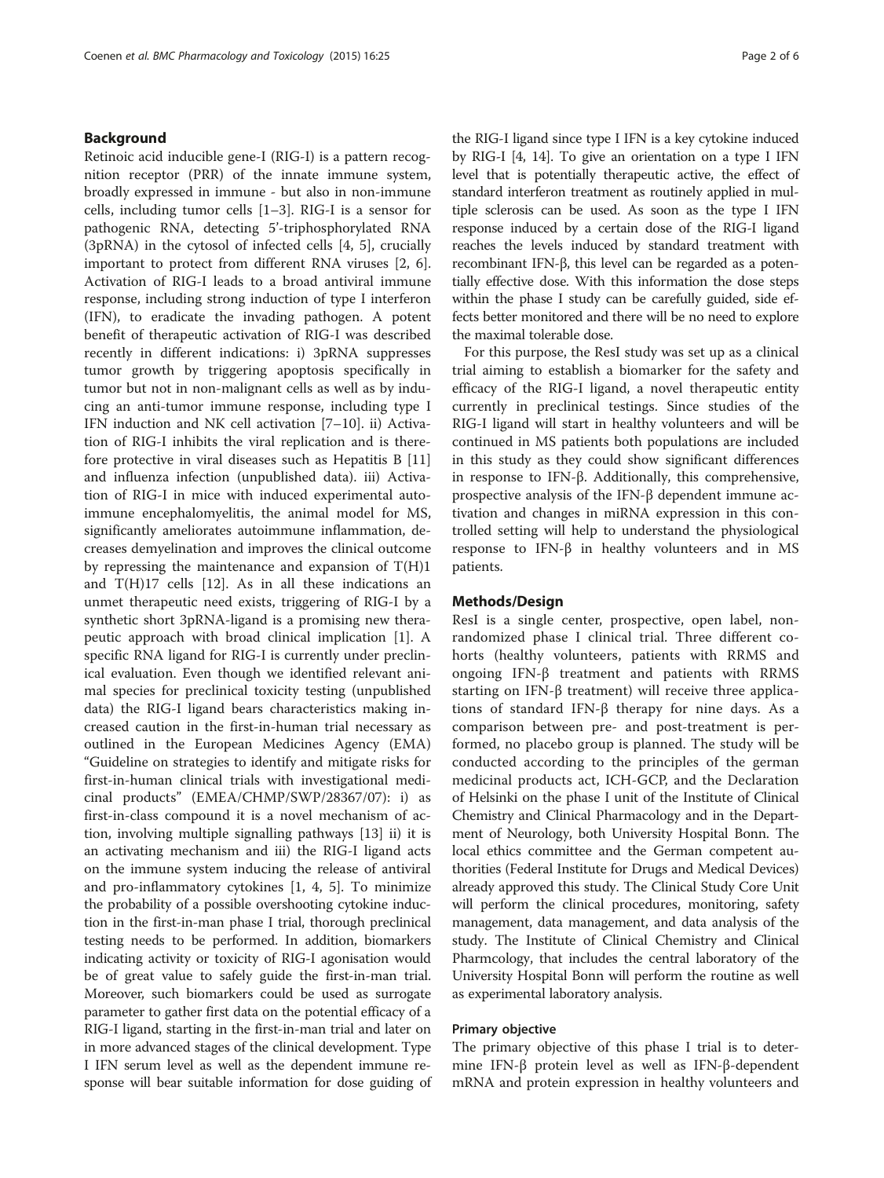## Background

Retinoic acid inducible gene-I (RIG-I) is a pattern recognition receptor (PRR) of the innate immune system, broadly expressed in immune - but also in non-immune cells, including tumor cells [1–3]. RIG-I is a sensor for pathogenic RNA, detecting 5'-triphosphorylated RNA (3pRNA) in the cytosol of infected cells [4, 5], crucially important to protect from different RNA viruses [2, 6]. Activation of RIG-I leads to a broad antiviral immune response, including strong induction of type I interferon (IFN), to eradicate the invading pathogen. A potent benefit of therapeutic activation of RIG-I was described recently in different indications: i) 3pRNA suppresses tumor growth by triggering apoptosis specifically in tumor but not in non-malignant cells as well as by inducing an anti-tumor immune response, including type I IFN induction and NK cell activation [7–10]. ii) Activation of RIG-I inhibits the viral replication and is therefore protective in viral diseases such as Hepatitis B [11] and influenza infection (unpublished data). iii) Activation of RIG-I in mice with induced experimental autoimmune encephalomyelitis, the animal model for MS, significantly ameliorates autoimmune inflammation, decreases demyelination and improves the clinical outcome by repressing the maintenance and expansion of T(H)1 and T(H)17 cells [12]. As in all these indications an unmet therapeutic need exists, triggering of RIG-I by a synthetic short 3pRNA-ligand is a promising new therapeutic approach with broad clinical implication [1]. A specific RNA ligand for RIG-I is currently under preclinical evaluation. Even though we identified relevant animal species for preclinical toxicity testing (unpublished data) the RIG-I ligand bears characteristics making increased caution in the first-in-human trial necessary as outlined in the European Medicines Agency (EMA) "Guideline on strategies to identify and mitigate risks for first-in-human clinical trials with investigational medicinal products" (EMEA/CHMP/SWP/28367/07): i) as first-in-class compound it is a novel mechanism of action, involving multiple signalling pathways [13] ii) it is an activating mechanism and iii) the RIG-I ligand acts on the immune system inducing the release of antiviral and pro-inflammatory cytokines [1, 4, 5]. To minimize the probability of a possible overshooting cytokine induction in the first-in-man phase I trial, thorough preclinical testing needs to be performed. In addition, biomarkers indicating activity or toxicity of RIG-I agonisation would be of great value to safely guide the first-in-man trial. Moreover, such biomarkers could be used as surrogate parameter to gather first data on the potential efficacy of a RIG-I ligand, starting in the first-in-man trial and later on in more advanced stages of the clinical development. Type I IFN serum level as well as the dependent immune response will bear suitable information for dose guiding of the RIG-I ligand since type I IFN is a key cytokine induced by RIG-I [4, 14]. To give an orientation on a type I IFN level that is potentially therapeutic active, the effect of standard interferon treatment as routinely applied in multiple sclerosis can be used. As soon as the type I IFN response induced by a certain dose of the RIG-I ligand reaches the levels induced by standard treatment with recombinant IFN-β, this level can be regarded as a potentially effective dose. With this information the dose steps within the phase I study can be carefully guided, side effects better monitored and there will be no need to explore the maximal tolerable dose.

For this purpose, the ResI study was set up as a clinical trial aiming to establish a biomarker for the safety and efficacy of the RIG-I ligand, a novel therapeutic entity currently in preclinical testings. Since studies of the RIG-I ligand will start in healthy volunteers and will be continued in MS patients both populations are included in this study as they could show significant differences in response to IFN-β. Additionally, this comprehensive, prospective analysis of the IFN-β dependent immune activation and changes in miRNA expression in this controlled setting will help to understand the physiological response to IFN-β in healthy volunteers and in MS patients.

## Methods/Design

ResI is a single center, prospective, open label, non-randomized phase I clinical trial. Three different cohorts (healthy volunteers, patients with RRMS and ongoing IFN-β treatment and patients with RRMS starting on IFN-β treatment) will receive three applications of standard IFN-β therapy for nine days. As a comparison between pre- and post-treatment is performed, no placebo group is planned. The study will be conducted according to the principles of the german medicinal products act, ICH-GCP, and the Declaration of Helsinki on the phase I unit of the Institute of Clinical Chemistry and Clinical Pharmacology and in the Department of Neurology, both University Hospital Bonn. The local ethics committee and the German competent authorities (Federal Institute for Drugs and Medical Devices) already approved this study. The Clinical Study Core Unit will perform the clinical procedures, monitoring, safety management, data management, and data analysis of the study. The Institute of Clinical Chemistry and Clinical Pharmcology, that includes the central laboratory of the University Hospital Bonn will perform the routine as well as experimental laboratory analysis.

### Primary objective

The primary objective of this phase I trial is to determine IFN-β protein level as well as IFN-β-dependent mRNA and protein expression in healthy volunteers and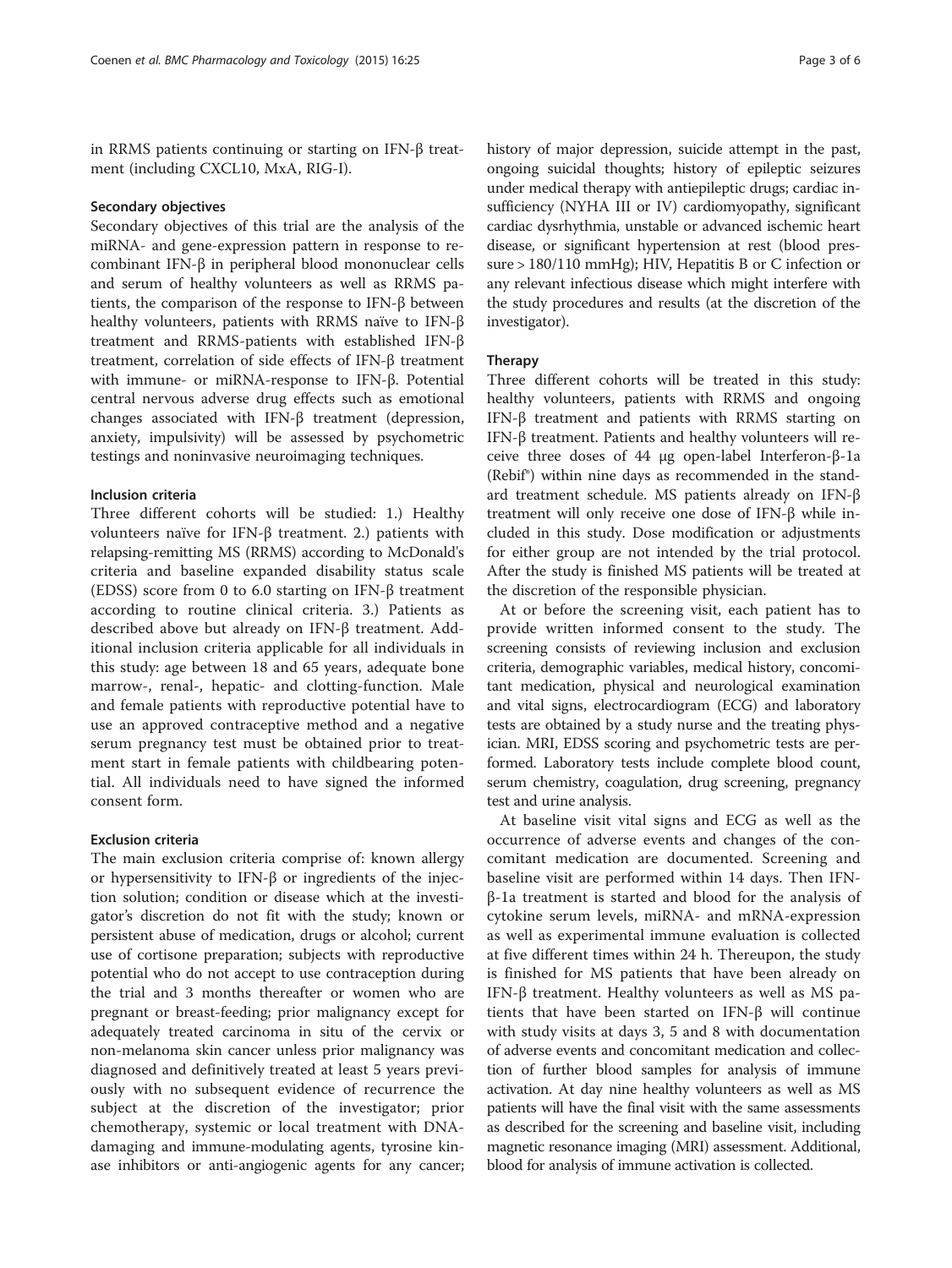in RRMS patients continuing or starting on IFN-β treatment (including CXCL10, MxA, RIG-I).

### Secondary objectives

Secondary objectives of this trial are the analysis of the miRNA- and gene-expression pattern in response to recombinant IFN-β in peripheral blood mononuclear cells and serum of healthy volunteers as well as RRMS patients, the comparison of the response to IFN-β between healthy volunteers, patients with RRMS naïve to IFN-β treatment and RRMS-patients with established IFN-β treatment, correlation of side effects of IFN-β treatment with immune- or miRNA-response to IFN-β. Potential central nervous adverse drug effects such as emotional changes associated with IFN-β treatment (depression, anxiety, impulsivity) will be assessed by psychometric testings and noninvasive neuroimaging techniques.

### Inclusion criteria

Three different cohorts will be studied: 1.) Healthy volunteers naïve for IFN-β treatment. 2.) patients with relapsing-remitting MS (RRMS) according to McDonald's criteria and baseline expanded disability status scale (EDSS) score from 0 to 6.0 starting on IFN-β treatment according to routine clinical criteria. 3.) Patients as described above but already on IFN-β treatment. Additional inclusion criteria applicable for all individuals in this study: age between 18 and 65 years, adequate bone marrow-, renal-, hepatic- and clotting-function. Male and female patients with reproductive potential have to use an approved contraceptive method and a negative serum pregnancy test must be obtained prior to treatment start in female patients with childbearing potential. All individuals need to have signed the informed consent form.

### Exclusion criteria

The main exclusion criteria comprise of: known allergy or hypersensitivity to IFN-β or ingredients of the injection solution; condition or disease which at the investigator's discretion do not fit with the study; known or persistent abuse of medication, drugs or alcohol; current use of cortisone preparation; subjects with reproductive potential who do not accept to use contraception during the trial and 3 months thereafter or women who are pregnant or breast-feeding; prior malignancy except for adequately treated carcinoma in situ of the cervix or non-melanoma skin cancer unless prior malignancy was diagnosed and definitively treated at least 5 years previously with no subsequent evidence of recurrence the subject at the discretion of the investigator; prior chemotherapy, systemic or local treatment with DNA-damaging and immune-modulating agents, tyrosine kinase inhibitors or anti-angiogenic agents for any cancer; history of major depression, suicide attempt in the past, ongoing suicidal thoughts; history of epileptic seizures under medical therapy with antiepileptic drugs; cardiac insufficiency (NYHA III or IV) cardiomyopathy, significant cardiac dysrhythmia, unstable or advanced ischemic heart disease, or significant hypertension at rest (blood pressure > 180/110 mmHg); HIV, Hepatitis B or C infection or any relevant infectious disease which might interfere with the study procedures and results (at the discretion of the investigator).

### Therapy

Three different cohorts will be treated in this study: healthy volunteers, patients with RRMS and ongoing IFN-β treatment and patients with RRMS starting on IFN-β treatment. Patients and healthy volunteers will receive three doses of 44 μg open-label Interferon-β-1a (Rebif®) within nine days as recommended in the standard treatment schedule. MS patients already on IFN-β treatment will only receive one dose of IFN-β while included in this study. Dose modification or adjustments for either group are not intended by the trial protocol. After the study is finished MS patients will be treated at the discretion of the responsible physician.

At or before the screening visit, each patient has to provide written informed consent to the study. The screening consists of reviewing inclusion and exclusion criteria, demographic variables, medical history, concomitant medication, physical and neurological examination and vital signs, electrocardiogram (ECG) and laboratory tests are obtained by a study nurse and the treating physician. MRI, EDSS scoring and psychometric tests are performed. Laboratory tests include complete blood count, serum chemistry, coagulation, drug screening, pregnancy test and urine analysis.

At baseline visit vital signs and ECG as well as the occurrence of adverse events and changes of the concomitant medication are documented. Screening and baseline visit are performed within 14 days. Then IFN-β-1a treatment is started and blood for the analysis of cytokine serum levels, miRNA- and mRNA-expression as well as experimental immune evaluation is collected at five different times within 24 h. Thereupon, the study is finished for MS patients that have been already on IFN-β treatment. Healthy volunteers as well as MS patients that have been started on IFN-β will continue with study visits at days 3, 5 and 8 with documentation of adverse events and concomitant medication and collection of further blood samples for analysis of immune activation. At day nine healthy volunteers as well as MS patients will have the final visit with the same assessments as described for the screening and baseline visit, including magnetic resonance imaging (MRI) assessment. Additional, blood for analysis of immune activation is collected.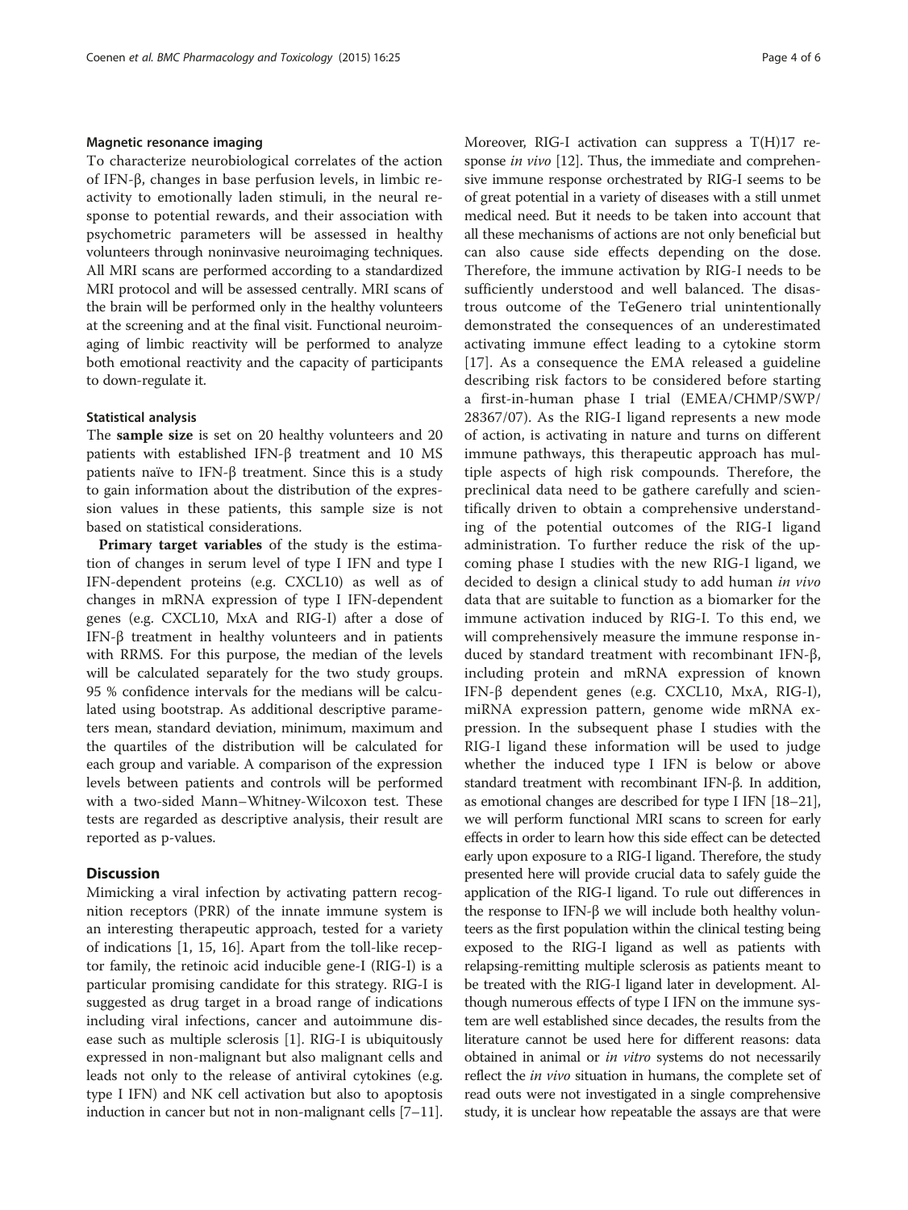#### Magnetic resonance imaging

To characterize neurobiological correlates of the action of IFN-β, changes in base perfusion levels, in limbic reactivity to emotionally laden stimuli, in the neural response to potential rewards, and their association with psychometric parameters will be assessed in healthy volunteers through noninvasive neuroimaging techniques. All MRI scans are performed according to a standardized MRI protocol and will be assessed centrally. MRI scans of the brain will be performed only in the healthy volunteers at the screening and at the final visit. Functional neuroimaging of limbic reactivity will be performed to analyze both emotional reactivity and the capacity of participants to down-regulate it.

#### Statistical analysis

The **sample size** is set on 20 healthy volunteers and 20 patients with established IFN-β treatment and 10 MS patients naïve to IFN-β treatment. Since this is a study to gain information about the distribution of the expression values in these patients, this sample size is not based on statistical considerations.

**Primary target variables** of the study is the estimation of changes in serum level of type I IFN and type I IFN-dependent proteins (e.g. CXCL10) as well as of changes in mRNA expression of type I IFN-dependent genes (e.g. CXCL10, MxA and RIG-I) after a dose of IFN-β treatment in healthy volunteers and in patients with RRMS. For this purpose, the median of the levels will be calculated separately for the two study groups. 95 % confidence intervals for the medians will be calculated using bootstrap. As additional descriptive parameters mean, standard deviation, minimum, maximum and the quartiles of the distribution will be calculated for each group and variable. A comparison of the expression levels between patients and controls will be performed with a two-sided Mann–Whitney-Wilcoxon test. These tests are regarded as descriptive analysis, their result are reported as p-values.

### Discussion

Mimicking a viral infection by activating pattern recognition receptors (PRR) of the innate immune system is an interesting therapeutic approach, tested for a variety of indications [1, 15, 16]. Apart from the toll-like receptor family, the retinoic acid inducible gene-I (RIG-I) is a particular promising candidate for this strategy. RIG-I is suggested as drug target in a broad range of indications including viral infections, cancer and autoimmune disease such as multiple sclerosis [1]. RIG-I is ubiquitously expressed in non-malignant but also malignant cells and leads not only to the release of antiviral cytokines (e.g. type I IFN) and NK cell activation but also to apoptosis induction in cancer but not in non-malignant cells [7–11]. Moreover, RIG-I activation can suppress a T(H)17 response *in vivo* [12]. Thus, the immediate and comprehensive immune response orchestrated by RIG-I seems to be of great potential in a variety of diseases with a still unmet medical need. But it needs to be taken into account that all these mechanisms of actions are not only beneficial but can also cause side effects depending on the dose. Therefore, the immune activation by RIG-I needs to be sufficiently understood and well balanced. The disastrous outcome of the TeGenero trial unintentionally demonstrated the consequences of an underestimated activating immune effect leading to a cytokine storm [17]. As a consequence the EMA released a guideline describing risk factors to be considered before starting a first-in-human phase I trial (EMEA/CHMP/SWP/28367/07). As the RIG-I ligand represents a new mode of action, is activating in nature and turns on different immune pathways, this therapeutic approach has multiple aspects of high risk compounds. Therefore, the preclinical data need to be gathere carefully and scientifically driven to obtain a comprehensive understanding of the potential outcomes of the RIG-I ligand administration. To further reduce the risk of the upcoming phase I studies with the new RIG-I ligand, we decided to design a clinical study to add human *in vivo* data that are suitable to function as a biomarker for the immune activation induced by RIG-I. To this end, we will comprehensively measure the immune response induced by standard treatment with recombinant IFN-β, including protein and mRNA expression of known IFN-β dependent genes (e.g. CXCL10, MxA, RIG-I), miRNA expression pattern, genome wide mRNA expression. In the subsequent phase I studies with the RIG-I ligand these information will be used to judge whether the induced type I IFN is below or above standard treatment with recombinant IFN-β. In addition, as emotional changes are described for type I IFN [18–21], we will perform functional MRI scans to screen for early effects in order to learn how this side effect can be detected early upon exposure to a RIG-I ligand. Therefore, the study presented here will provide crucial data to safely guide the application of the RIG-I ligand. To rule out differences in the response to IFN-β we will include both healthy volunteers as the first population within the clinical testing being exposed to the RIG-I ligand as well as patients with relapsing-remitting multiple sclerosis as patients meant to be treated with the RIG-I ligand later in development. Although numerous effects of type I IFN on the immune system are well established since decades, the results from the literature cannot be used here for different reasons: data obtained in animal or *in vitro* systems do not necessarily reflect the *in vivo* situation in humans, the complete set of read outs were not investigated in a single comprehensive study, it is unclear how repeatable the assays are that were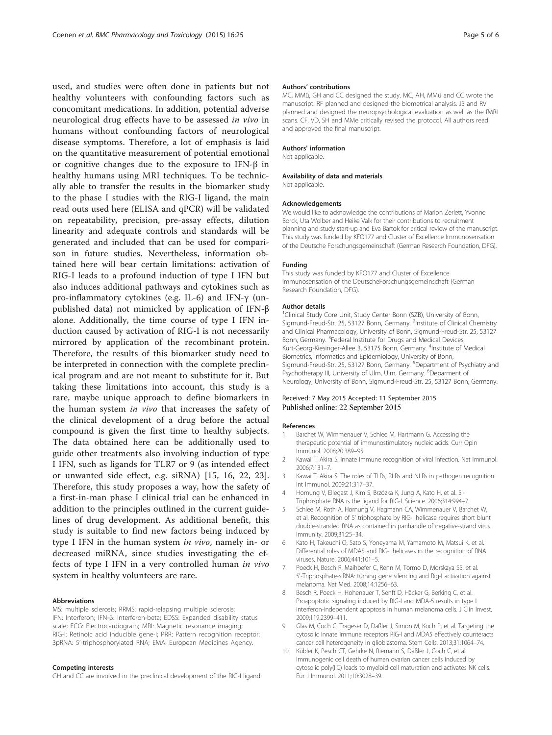used, and studies were often done in patients but not healthy volunteers with confounding factors such as concomitant medications. In addition, potential adverse neurological drug effects have to be assessed *in vivo* in humans without confounding factors of neurological disease symptoms. Therefore, a lot of emphasis is laid on the quantitative measurement of potential emotional or cognitive changes due to the exposure to IFN-β in healthy humans using MRI techniques. To be technically able to transfer the results in the biomarker study to the phase I studies with the RIG-I ligand, the main read outs used here (ELISA and qPCR) will be validated on repeatability, precision, pre-assay effects, dilution linearity and adequate controls and standards will be generated and included that can be used for comparison in future studies. Nevertheless, information obtained here will bear certain limitations: activation of RIG-I leads to a profound induction of type I IFN but also induces additional pathways and cytokines such as pro-inflammatory cytokines (e.g. IL-6) and IFN-γ (unpublished data) not mimicked by application of IFN-β alone. Additionally, the time course of type I IFN induction caused by activation of RIG-I is not necessarily mirrored by application of the recombinant protein. Therefore, the results of this biomarker study need to be interpreted in connection with the complete preclinical program and are not meant to substitute for it. But taking these limitations into account, this study is a rare, maybe unique approach to define biomarkers in the human system *in vivo* that increases the safety of the clinical development of a drug before the actual compound is given the first time to healthy subjects. The data obtained here can be additionally used to guide other treatments also involving induction of type I IFN, such as ligands for TLR7 or 9 (as intended effect or unwanted side effect, e.g. siRNA) [15, 16, 22, 23]. Therefore, this study proposes a way, how the safety of a first-in-man phase I clinical trial can be enhanced in addition to the principles outlined in the current guidelines of drug development. As additional benefit, this study is suitable to find new factors being induced by type I IFN in the human system *in vivo*, namely in- or decreased miRNA, since studies investigating the effects of type I IFN in a very controlled human *in vivo* system in healthy volunteers are rare.

#### Abbreviations

MS: multiple sclerosis; RRMS: rapid-relapsing multiple sclerosis; IFN: Interferon; IFN-β: Interferon-beta; EDSS: Expanded disability status scale; ECG: Electrocardiogram; MRI: Magnetic resonance imaging; RIG-I: Retinoic acid inducible gene-I; PRR: Pattern recognition receptor; 3pRNA: 5′-triphosphorylated RNA; EMA: European Medicines Agency.

#### Competing interests

GH and CC are involved in the preclinical development of the RIG-I ligand.

#### Authors' contributions

MC, MMü, GH and CC designed the study. MC, AH, MMü and CC wrote the manuscript. RF planned and designed the biometrical analysis. JS and RV planned and designed the neuropsychological evaluation as well as the fMRI scans. CF, VD, SH and MMe critically revised the protocol. All authors read and approved the final manuscript.

#### Authors' information

Not applicable.

#### Availability of data and materials

Not applicable.

#### Acknowledgements

We would like to acknowledge the contributions of Marion Zerlett, Yvonne Borck, Uta Wolber and Heike Valk for their contributions to recruitment planning and study start-up and Eva Bartok for critical review of the manuscript. This study was funded by KFO177 and Cluster of Excellence Immunosensation of the Deutsche Forschungsgemeinschaft (German Research Foundation, DFG).

#### Funding

This study was funded by KFO177 and Cluster of Excellence Immunosensation of the DeutscheForschungsgemeinschaft (German Research Foundation, DFG).

#### Author details

[1]Clinical Study Core Unit, Study Center Bonn (SZB), University of Bonn, Sigmund-Freud-Str. 25, 53127 Bonn, Germany. [2]Institute of Clinical Chemistry and Clinical Pharmacology, University of Bonn, Sigmund-Freud-Str. 25, 53127 Bonn, Germany. [3]Federal Institute for Drugs and Medical Devices, Kurt-Georg-Kiesinger-Allee 3, 53175 Bonn, Germany. [4]Institute of Medical Biometrics, Informatics and Epidemiology, University of Bonn, Sigmund-Freud-Str. 25, 53127 Bonn, Germany. [5]Department of Psychiatry and Psychotherapy III, University of Ulm, Ulm, Germany. [6]Deparment of Neurology, University of Bonn, Sigmund-Freud-Str. 25, 53127 Bonn, Germany.

Received: 7 May 2015 Accepted: 11 September 2015
Published online: 22 September 2015

#### References

1. Barchet W, Wimmenauer V, Schlee M, Hartmann G. Accessing the therapeutic potential of immunostimulatory nucleic acids. Curr Opin Immunol. 2008;20:389–95.
2. Kawai T, Akira S. Innate immune recognition of viral infection. Nat Immunol. 2006;7:131–7.
3. Kawai T, Akira S. The roles of TLRs, RLRs and NLRs in pathogen recognition. Int Immunol. 2009;21:317–37.
4. Hornung V, Ellegast J, Kim S, Brzózka K, Jung A, Kato H, et al. 5′-Triphosphate RNA is the ligand for RIG-I. Science. 2006;314:994–7.
5. Schlee M, Roth A, Hornung V, Hagmann CA, Wimmenauer V, Barchet W, et al. Recognition of 5′ triphosphate by RIG-I helicase requires short blunt double-stranded RNA as contained in panhandle of negative-strand virus. Immunity. 2009;31:25–34.
6. Kato H, Takeuchi O, Sato S, Yoneyama M, Yamamoto M, Matsui K, et al. Differential roles of MDA5 and RIG-I helicases in the recognition of RNA viruses. Nature. 2006;441:101–5.
7. Poeck H, Besch R, Maihoefer C, Renn M, Tormo D, Morskaya SS, et al. 5′-Triphosphate-siRNA: turning gene silencing and Rig-I activation against melanoma. Nat Med. 2008;14:1256–63.
8. Besch R, Poeck H, Hohenauer T, Senft D, Häcker G, Berking C, et al. Proapoptotic signaling induced by RIG-I and MDA-5 results in type I interferon-independent apoptosis in human melanoma cells. J Clin Invest. 2009;119:2399–411.
9. Glas M, Coch C, Trageser D, Daßler J, Simon M, Koch P, et al. Targeting the cytosolic innate immune receptors RIG-I and MDA5 effectively counteracts cancer cell heterogeneity in glioblastoma. Stem Cells. 2013;31:1064–74.
10. Kübler K, Pesch CT, Gehrke N, Riemann S, Daßler J, Coch C, et al. Immunogenic cell death of human ovarian cancer cells induced by cytosolic poly(I:C) leads to myeloid cell maturation and activates NK cells. Eur J Immunol. 2011;10:3028–39.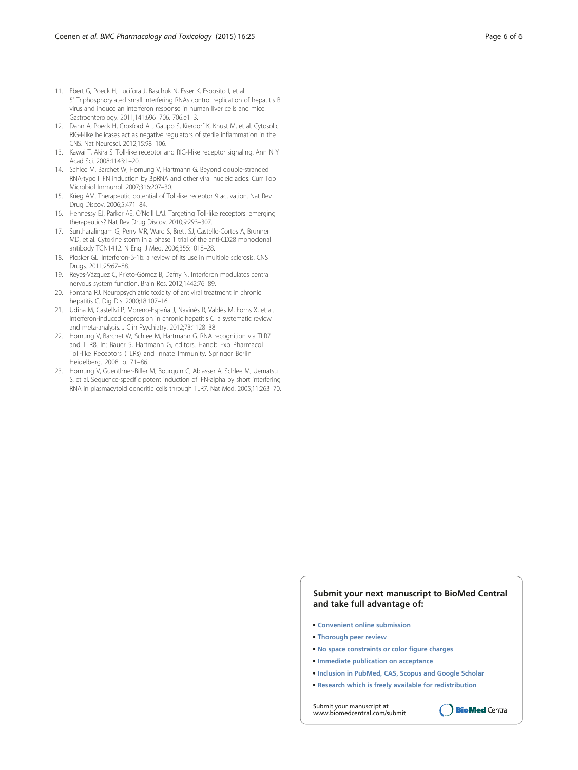11. Ebert G, Poeck H, Lucifora J, Baschuk N, Esser K, Esposito I, et al. 5' Triphosphorylated small interfering RNAs control replication of hepatitis B virus and induce an interferon response in human liver cells and mice. Gastroenterology. 2011;141:696–706. 706.e1–3.
12. Dann A, Poeck H, Croxford AL, Gaupp S, Kierdorf K, Knust M, et al. Cytosolic RIG-I-like helicases act as negative regulators of sterile inflammation in the CNS. Nat Neurosci. 2012;15:98–106.
13. Kawai T, Akira S. Toll-like receptor and RIG-I-like receptor signaling. Ann N Y Acad Sci. 2008;1143:1–20.
14. Schlee M, Barchet W, Hornung V, Hartmann G. Beyond double-stranded RNA-type I IFN induction by 3pRNA and other viral nucleic acids. Curr Top Microbiol Immunol. 2007;316:207–30.
15. Krieg AM. Therapeutic potential of Toll-like receptor 9 activation. Nat Rev Drug Discov. 2006;5:471–84.
16. Hennessy EJ, Parker AE, O'Neill LAJ. Targeting Toll-like receptors: emerging therapeutics? Nat Rev Drug Discov. 2010;9:293–307.
17. Suntharalingam G, Perry MR, Ward S, Brett SJ, Castello-Cortes A, Brunner MD, et al. Cytokine storm in a phase 1 trial of the anti-CD28 monoclonal antibody TGN1412. N Engl J Med. 2006;355:1018–28.
18. Plosker GL. Interferon-β-1b: a review of its use in multiple sclerosis. CNS Drugs. 2011;25:67–88.
19. Reyes-Vázquez C, Prieto-Gómez B, Dafny N. Interferon modulates central nervous system function. Brain Res. 2012;1442:76–89.
20. Fontana RJ. Neuropsychiatric toxicity of antiviral treatment in chronic hepatitis C. Dig Dis. 2000;18:107–16.
21. Udina M, Castellví P, Moreno-España J, Navinés R, Valdés M, Forns X, et al. Interferon-induced depression in chronic hepatitis C: a systematic review and meta-analysis. J Clin Psychiatry. 2012;73:1128–38.
22. Hornung V, Barchet W, Schlee M, Hartmann G. RNA recognition via TLR7 and TLR8. In: Bauer S, Hartmann G, editors. Handb Exp Pharmacol Toll-like Receptors (TLRs) and Innate Immunity. Springer Berlin Heidelberg. 2008. p. 71–86.
23. Hornung V, Guenthner-Biller M, Bourquin C, Ablasser A, Schlee M, Uematsu S, et al. Sequence-specific potent induction of IFN-alpha by short interfering RNA in plasmacytoid dendritic cells through TLR7. Nat Med. 2005;11:263–70.

**Submit your next manuscript to BioMed Central and take full advantage of:**

- **Convenient online submission**
- **Thorough peer review**
- **No space constraints or color figure charges**
- **Immediate publication on acceptance**
- **Inclusion in PubMed, CAS, Scopus and Google Scholar**
- **Research which is freely available for redistribution**

Submit your manuscript at
www.biomedcentral.com/submit

BioMed Central